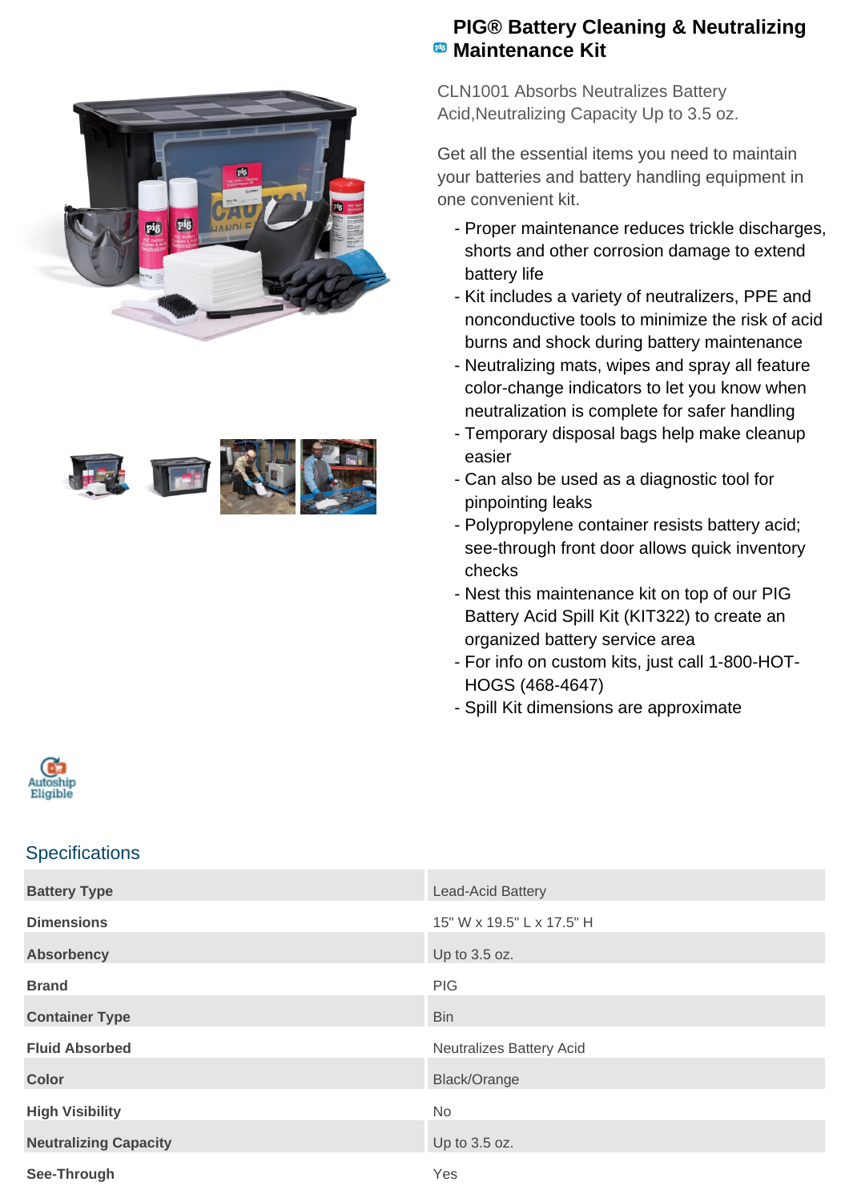# PIG® Battery Cleaning & Neutralizing Maintenance Kit

CLN1001 Absorbs Neutralizes Battery Acid,Neutralizing Capacity Up to 3.5 oz.

Get all the essential items you need to maintain your batteries and battery handling equipment in one convenient kit.

- Proper maintenance reduces trickle discharges, shorts and other corrosion damage to extend battery life
- Kit includes a variety of neutralizers, PPE and nonconductive tools to minimize the risk of acid burns and shock during battery maintenance
- Neutralizing mats, wipes and spray all feature color-change indicators to let you know when neutralization is complete for safer handling
- Temporary disposal bags help make cleanup easier
- Can also be used as a diagnostic tool for pinpointing leaks
- Polypropylene container resists battery acid; see-through front door allows quick inventory checks
- Nest this maintenance kit on top of our PIG Battery Acid Spill Kit (KIT322) to create an organized battery service area
- For info on custom kits, just call 1-800-HOT-HOGS (468-4647)
- Spill Kit dimensions are approximate

Autoship Eligible

## Specifications

| | |
|---|---|
| **Battery Type** | Lead-Acid Battery |
| **Dimensions** | 15" W x 19.5" L x 17.5" H |
| **Absorbency** | Up to 3.5 oz. |
| **Brand** | PIG |
| **Container Type** | Bin |
| **Fluid Absorbed** | Neutralizes Battery Acid |
| **Color** | Black/Orange |
| **High Visibility** | No |
| **Neutralizing Capacity** | Up to 3.5 oz. |
| **See-Through** | Yes |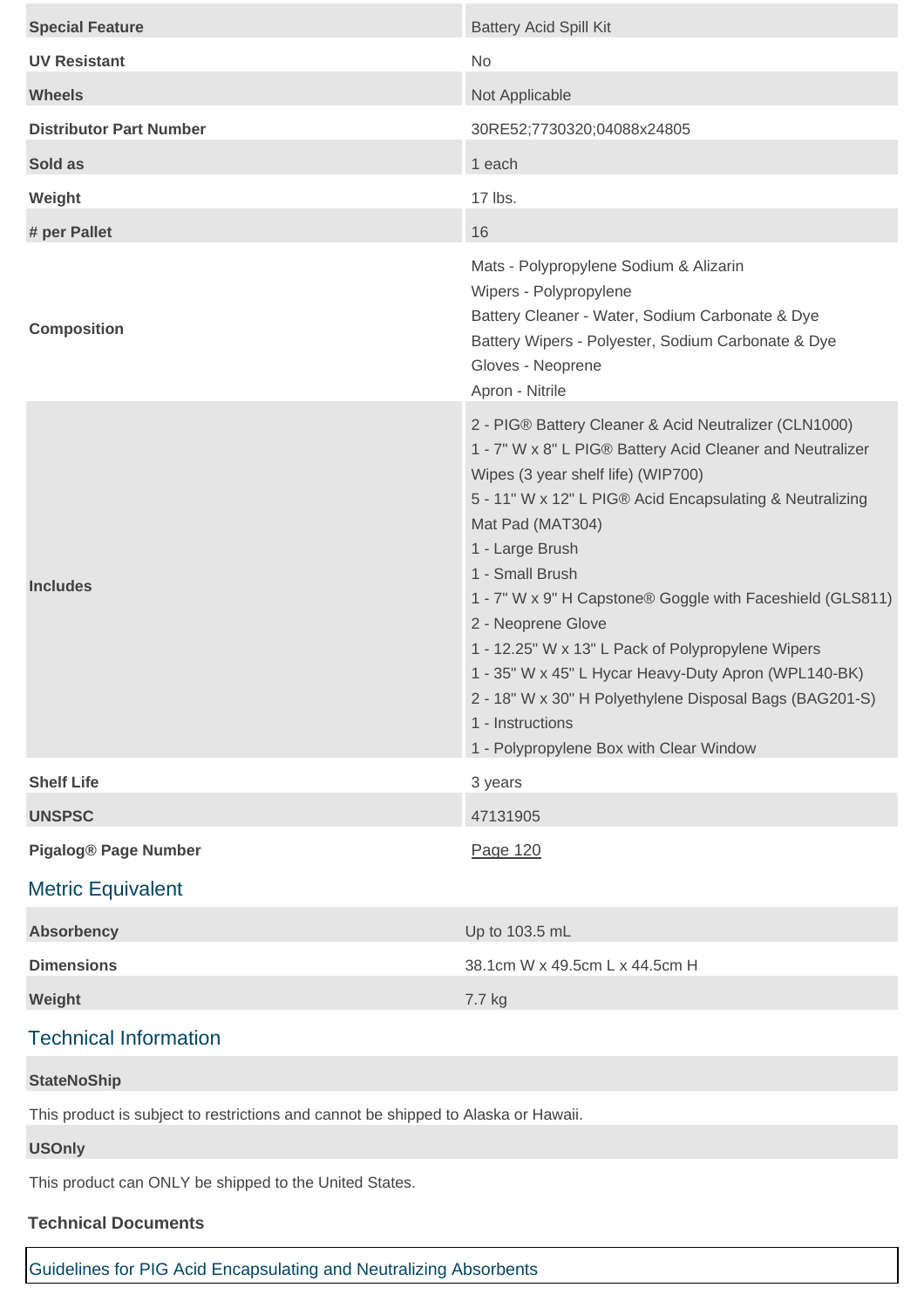| | |
|---|---|
| **Special Feature** | Battery Acid Spill Kit |
| **UV Resistant** | No |
| **Wheels** | Not Applicable |
| **Distributor Part Number** | 30RE52;7730320;04088x24805 |
| **Sold as** | 1 each |
| **Weight** | 17 lbs. |
| **# per Pallet** | 16 |
| **Composition** | Mats - Polypropylene Sodium & Alizarin<br>Wipers - Polypropylene<br>Battery Cleaner - Water, Sodium Carbonate & Dye<br>Battery Wipers - Polyester, Sodium Carbonate & Dye<br>Gloves - Neoprene<br>Apron - Nitrile |
| **Includes** | 2 - PIG® Battery Cleaner & Acid Neutralizer (CLN1000)<br>1 - 7" W x 8" L PIG® Battery Acid Cleaner and Neutralizer Wipes (3 year shelf life) (WIP700)<br>5 - 11" W x 12" L PIG® Acid Encapsulating & Neutralizing Mat Pad (MAT304)<br>1 - Large Brush<br>1 - Small Brush<br>1 - 7" W x 9" H Capstone® Goggle with Faceshield (GLS811)<br>2 - Neoprene Glove<br>1 - 12.25" W x 13" L Pack of Polypropylene Wipers<br>1 - 35" W x 45" L Hycar Heavy-Duty Apron (WPL140-BK)<br>2 - 18" W x 30" H Polyethylene Disposal Bags (BAG201-S)<br>1 - Instructions<br>1 - Polypropylene Box with Clear Window |
| **Shelf Life** | 3 years |
| **UNSPSC** | 47131905 |
| **Pigalog® Page Number** | Page 120 |

## Metric Equivalent

| | |
|---|---|
| **Absorbency** | Up to 103.5 mL |
| **Dimensions** | 38.1cm W x 49.5cm L x 44.5cm H |
| **Weight** | 7.7 kg |

## Technical Information

**StateNoShip**

This product is subject to restrictions and cannot be shipped to Alaska or Hawaii.

**USOnly**

This product can ONLY be shipped to the United States.

**Technical Documents**

Guidelines for PIG Acid Encapsulating and Neutralizing Absorbents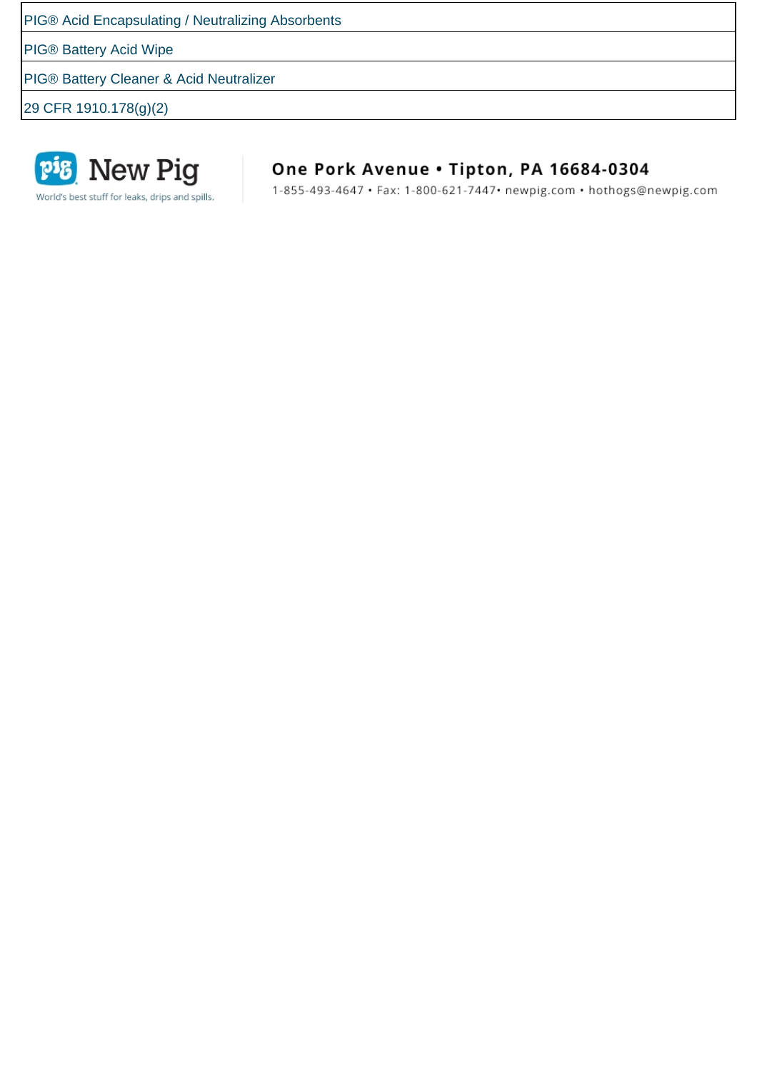| |
|---|
| PIG® Acid Encapsulating / Neutralizing Absorbents |
| PIG® Battery Acid Wipe |
| PIG® Battery Cleaner & Acid Neutralizer |
| 29 CFR 1910.178(g)(2) |

New Pig

World's best stuff for leaks, drips and spills.

**One Pork Avenue • Tipton, PA 16684-0304**

1-855-493-4647 • Fax: 1-800-621-7447• newpig.com • hothogs@newpig.com